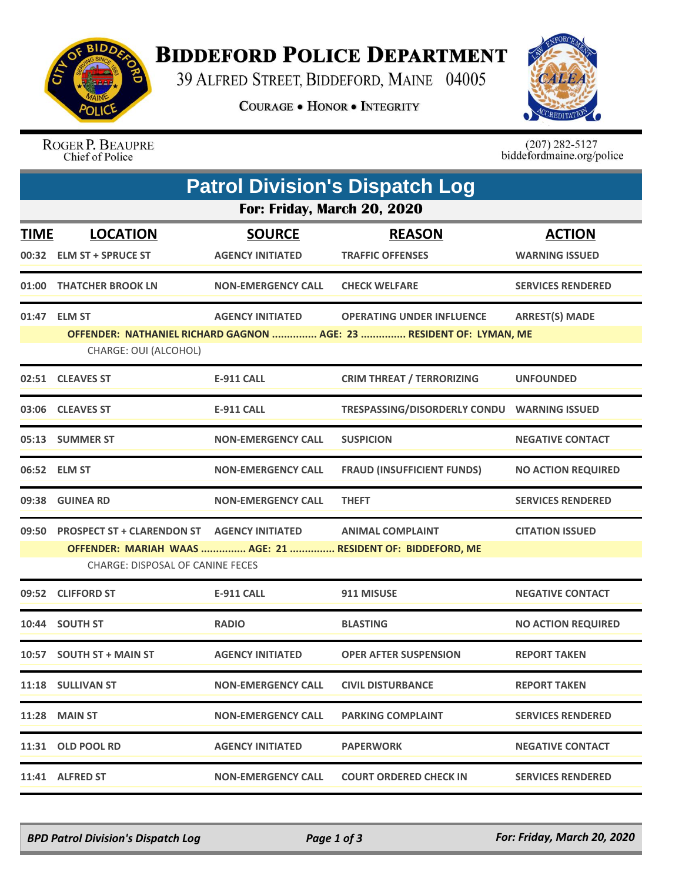# Biddeford Police Department

39 Alfred Street, Biddeford, Maine 04005

Courage • Honor • Integrity

Roger P. Beaupre
Chief of Police

(207) 282-5127
biddefordmaine.org/police

## Patrol Division's Dispatch Log

### For: Friday, March 20, 2020

| TIME | LOCATION | SOURCE | REASON | ACTION |
|---|---|---|---|---|
| 00:32 | ELM ST + SPRUCE ST | AGENCY INITIATED | TRAFFIC OFFENSES | WARNING ISSUED |
| 01:00 | THATCHER BROOK LN | NON-EMERGENCY CALL | CHECK WELFARE | SERVICES RENDERED |
| 01:47 | ELM ST | AGENCY INITIATED | OPERATING UNDER INFLUENCE | ARREST(S) MADE |
| | OFFENDER: NATHANIEL RICHARD GAGNON ............... AGE: 23 ............... RESIDENT OF: LYMAN, ME | | | |
| | CHARGE: OUI (ALCOHOL) | | | |
| 02:51 | CLEAVES ST | E-911 CALL | CRIM THREAT / TERRORIZING | UNFOUNDED |
| 03:06 | CLEAVES ST | E-911 CALL | TRESPASSING/DISORDERLY CONDU | WARNING ISSUED |
| 05:13 | SUMMER ST | NON-EMERGENCY CALL | SUSPICION | NEGATIVE CONTACT |
| 06:52 | ELM ST | NON-EMERGENCY CALL | FRAUD (INSUFFICIENT FUNDS) | NO ACTION REQUIRED |
| 09:38 | GUINEA RD | NON-EMERGENCY CALL | THEFT | SERVICES RENDERED |
| 09:50 | PROSPECT ST + CLARENDON ST | AGENCY INITIATED | ANIMAL COMPLAINT | CITATION ISSUED |
| | OFFENDER: MARIAH WAAS ............... AGE: 21 ............... RESIDENT OF: BIDDEFORD, ME | | | |
| | CHARGE: DISPOSAL OF CANINE FECES | | | |
| 09:52 | CLIFFORD ST | E-911 CALL | 911 MISUSE | NEGATIVE CONTACT |
| 10:44 | SOUTH ST | RADIO | BLASTING | NO ACTION REQUIRED |
| 10:57 | SOUTH ST + MAIN ST | AGENCY INITIATED | OPER AFTER SUSPENSION | REPORT TAKEN |
| 11:18 | SULLIVAN ST | NON-EMERGENCY CALL | CIVIL DISTURBANCE | REPORT TAKEN |
| 11:28 | MAIN ST | NON-EMERGENCY CALL | PARKING COMPLAINT | SERVICES RENDERED |
| 11:31 | OLD POOL RD | AGENCY INITIATED | PAPERWORK | NEGATIVE CONTACT |
| 11:41 | ALFRED ST | NON-EMERGENCY CALL | COURT ORDERED CHECK IN | SERVICES RENDERED |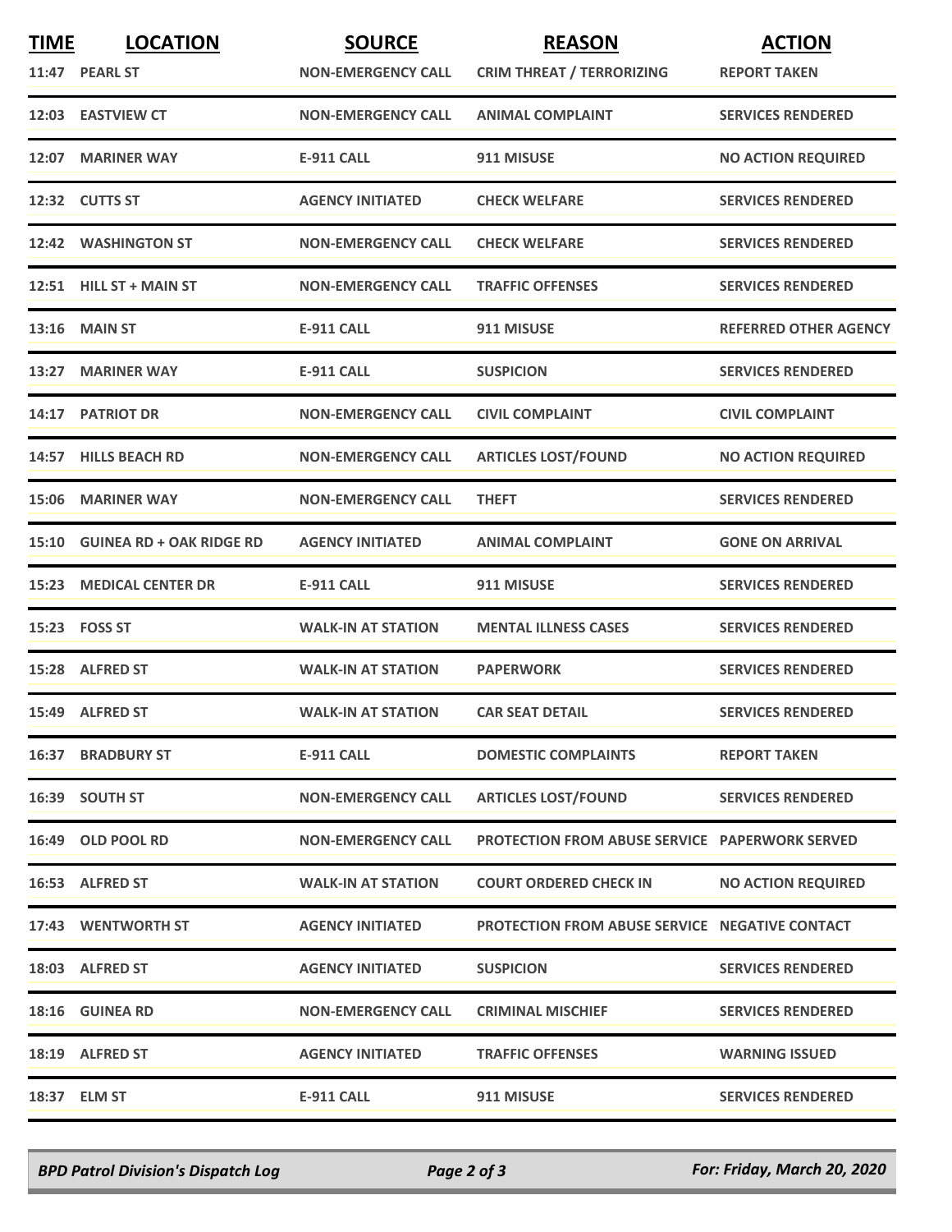| TIME | LOCATION | SOURCE | REASON | ACTION |
|---|---|---|---|---|
| 11:47 | PEARL ST | NON-EMERGENCY CALL | CRIM THREAT / TERRORIZING | REPORT TAKEN |
| 12:03 | EASTVIEW CT | NON-EMERGENCY CALL | ANIMAL COMPLAINT | SERVICES RENDERED |
| 12:07 | MARINER WAY | E-911 CALL | 911 MISUSE | NO ACTION REQUIRED |
| 12:32 | CUTTS ST | AGENCY INITIATED | CHECK WELFARE | SERVICES RENDERED |
| 12:42 | WASHINGTON ST | NON-EMERGENCY CALL | CHECK WELFARE | SERVICES RENDERED |
| 12:51 | HILL ST + MAIN ST | NON-EMERGENCY CALL | TRAFFIC OFFENSES | SERVICES RENDERED |
| 13:16 | MAIN ST | E-911 CALL | 911 MISUSE | REFERRED OTHER AGENCY |
| 13:27 | MARINER WAY | E-911 CALL | SUSPICION | SERVICES RENDERED |
| 14:17 | PATRIOT DR | NON-EMERGENCY CALL | CIVIL COMPLAINT | CIVIL COMPLAINT |
| 14:57 | HILLS BEACH RD | NON-EMERGENCY CALL | ARTICLES LOST/FOUND | NO ACTION REQUIRED |
| 15:06 | MARINER WAY | NON-EMERGENCY CALL | THEFT | SERVICES RENDERED |
| 15:10 | GUINEA RD + OAK RIDGE RD | AGENCY INITIATED | ANIMAL COMPLAINT | GONE ON ARRIVAL |
| 15:23 | MEDICAL CENTER DR | E-911 CALL | 911 MISUSE | SERVICES RENDERED |
| 15:23 | FOSS ST | WALK-IN AT STATION | MENTAL ILLNESS CASES | SERVICES RENDERED |
| 15:28 | ALFRED ST | WALK-IN AT STATION | PAPERWORK | SERVICES RENDERED |
| 15:49 | ALFRED ST | WALK-IN AT STATION | CAR SEAT DETAIL | SERVICES RENDERED |
| 16:37 | BRADBURY ST | E-911 CALL | DOMESTIC COMPLAINTS | REPORT TAKEN |
| 16:39 | SOUTH ST | NON-EMERGENCY CALL | ARTICLES LOST/FOUND | SERVICES RENDERED |
| 16:49 | OLD POOL RD | NON-EMERGENCY CALL | PROTECTION FROM ABUSE SERVICE | PAPERWORK SERVED |
| 16:53 | ALFRED ST | WALK-IN AT STATION | COURT ORDERED CHECK IN | NO ACTION REQUIRED |
| 17:43 | WENTWORTH ST | AGENCY INITIATED | PROTECTION FROM ABUSE SERVICE | NEGATIVE CONTACT |
| 18:03 | ALFRED ST | AGENCY INITIATED | SUSPICION | SERVICES RENDERED |
| 18:16 | GUINEA RD | NON-EMERGENCY CALL | CRIMINAL MISCHIEF | SERVICES RENDERED |
| 18:19 | ALFRED ST | AGENCY INITIATED | TRAFFIC OFFENSES | WARNING ISSUED |
| 18:37 | ELM ST | E-911 CALL | 911 MISUSE | SERVICES RENDERED |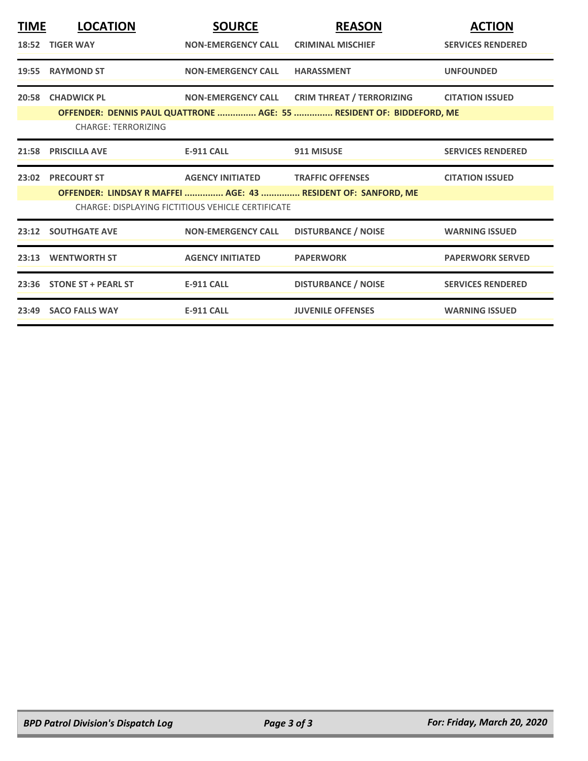| TIME | LOCATION | SOURCE | REASON | ACTION |
| --- | --- | --- | --- | --- |
| 18:52 | TIGER WAY | NON-EMERGENCY CALL | CRIMINAL MISCHIEF | SERVICES RENDERED |
| 19:55 | RAYMOND ST | NON-EMERGENCY CALL | HARASSMENT | UNFOUNDED |
| 20:58 | CHADWICK PL | NON-EMERGENCY CALL | CRIM THREAT / TERRORIZING | CITATION ISSUED |
| | OFFENDER: DENNIS PAUL QUATTRONE ............... AGE: 55 ............... RESIDENT OF: BIDDEFORD, ME | | | |
| | CHARGE: TERRORIZING | | | |
| 21:58 | PRISCILLA AVE | E-911 CALL | 911 MISUSE | SERVICES RENDERED |
| 23:02 | PRECOURT ST | AGENCY INITIATED | TRAFFIC OFFENSES | CITATION ISSUED |
| | OFFENDER: LINDSAY R MAFFEI ............... AGE: 43 ............... RESIDENT OF: SANFORD, ME | | | |
| | CHARGE: DISPLAYING FICTITIOUS VEHICLE CERTIFICATE | | | |
| 23:12 | SOUTHGATE AVE | NON-EMERGENCY CALL | DISTURBANCE / NOISE | WARNING ISSUED |
| 23:13 | WENTWORTH ST | AGENCY INITIATED | PAPERWORK | PAPERWORK SERVED |
| 23:36 | STONE ST + PEARL ST | E-911 CALL | DISTURBANCE / NOISE | SERVICES RENDERED |
| 23:49 | SACO FALLS WAY | E-911 CALL | JUVENILE OFFENSES | WARNING ISSUED |